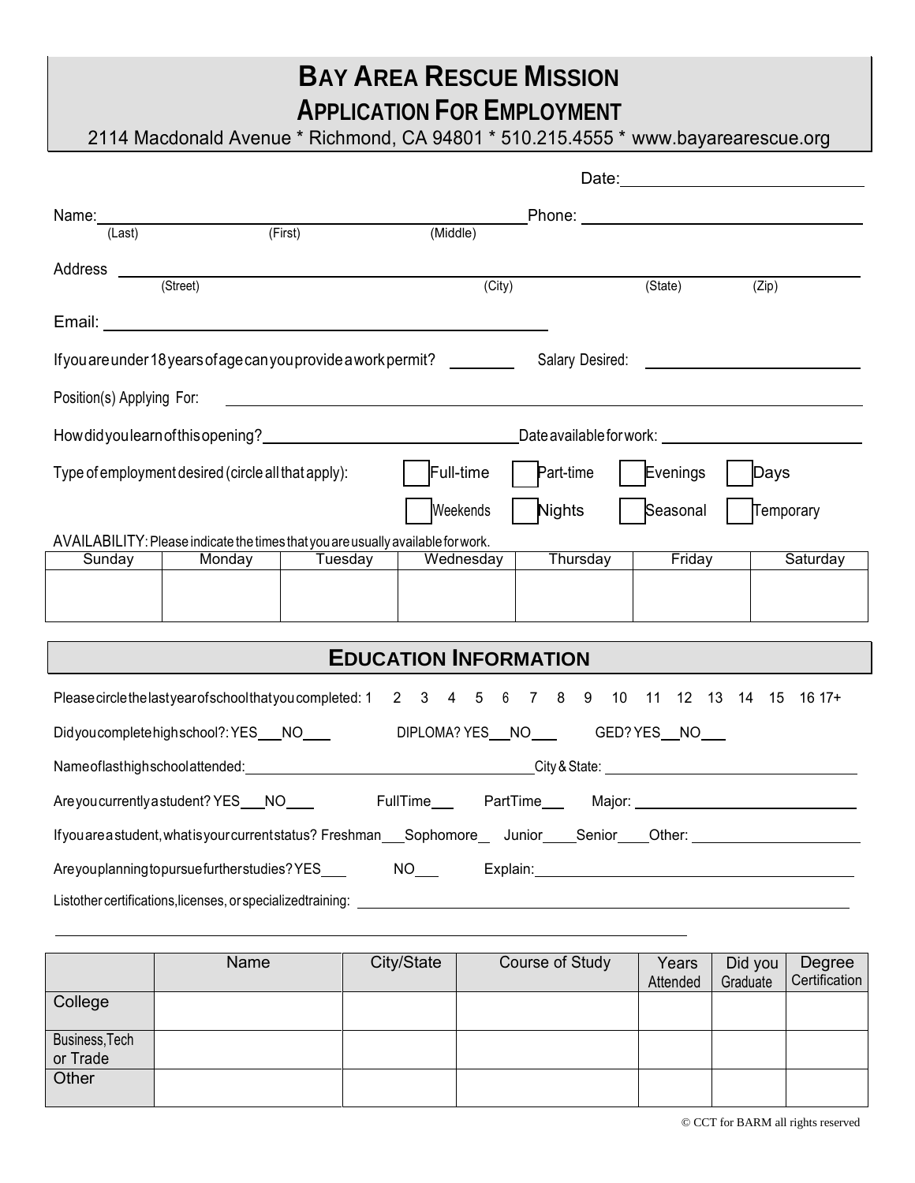# BAY AREA RESCUE MISSION

## APPLICATION FOR EMPLOYMENT

2114 Macdonald Avenue * Richmond, CA 94801 * 510.215.4555 * www.bayarearescue.org

Date: ____________________

Name: ______________________________________________ Phone: ____________________
(Last) (First) (Middle)

Address ____________________________________________________________
(Street) (City) (State) (Zip)

Email: ____________________________________

If you are under 18 years of age can you provide a work permit? ________ Salary Desired: ____________________

Position(s) Applying For: ____________________________________________________________

How did you learn of this opening? ____________________ Date available for work: ____________________

Type of employment desired (circle all that apply):

☐ Full-time ☐ Part-time ☐ Evenings ☐ Days

☐ Weekends ☐ Nights ☐ Seasonal ☐ Temporary

AVAILABILITY: Please indicate the times that you are usually available for work.

| Sunday | Monday | Tuesday | Wednesday | Thursday | Friday | Saturday |
|---|---|---|---|---|---|---|
| | | | | | | |

## EDUCATION INFORMATION

Please circle the last year of school that you completed: 1 2 3 4 5 6 7 8 9 10 11 12 13 14 15 16 17+

Did you complete high school?: YES___NO___ DIPLOMA? YES___NO___ GED? YES___NO___

Name of last high school attended: ____________________ City & State: ____________________

Are you currently a student? YES___NO___ FullTime___ PartTime___ Major: ____________________

If you are a student, what is your current status? Freshman___Sophomore___ Junior___Senior___Other: ____________________

Are you planning to pursue further studies? YES___ NO___ Explain: ____________________

List other certifications, licenses, or specialized training: ____________________________________________________________

____________________________________________________________

| | Name | City/State | Course of Study | Years Attended | Did you Graduate | Degree Certification |
|---|---|---|---|---|---|---|
| College | | | | | | |
| Business, Tech or Trade | | | | | | |
| Other | | | | | | |

© CCT for BARM all rights reserved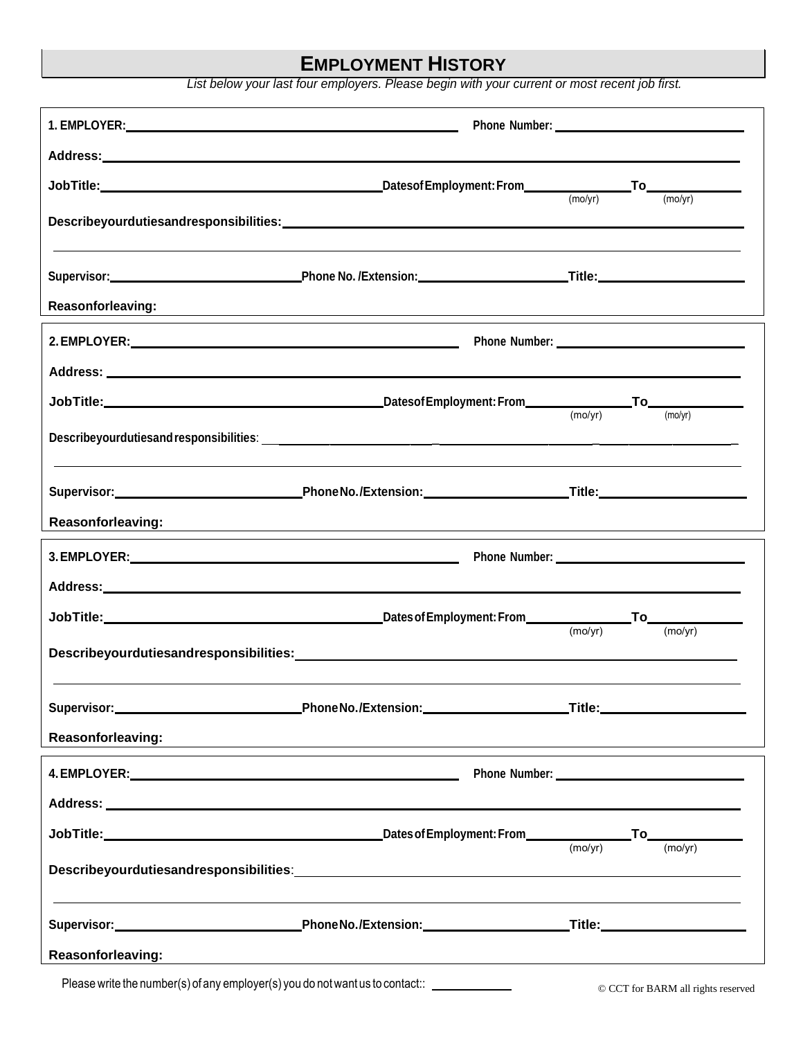# EMPLOYMENT HISTORY

*List below your last four employers. Please begin with your current or most recent job first.*

**1. EMPLOYER:** ____________________ **Phone Number:** ____________________

**Address:** ________________________________________

**JobTitle:** ____________________ **DatesofEmployment: From** __________ **To** __________
(mo/yr) (mo/yr)

**Describeyourdutiesandresponsibilities:** ________________________________________

________________________________________

**Supervisor:** ____________ **Phone No. /Extension:** ____________ **Title:** ____________

**Reasonforleaving:**

**2. EMPLOYER:** ____________________ **Phone Number:** ____________________

**Address:** ________________________________________

**JobTitle:** ____________________ **DatesofEmployment: From** __________ **To** __________
(mo/yr) (mo/yr)

**Describeyourdutiesand responsibilities**: ________________________________________

________________________________________

**Supervisor:** ____________ **PhoneNo./Extension:** ____________ **Title:** ____________

**Reasonforleaving:**

**3. EMPLOYER:** ____________________ **Phone Number:** ____________________

**Address:** ________________________________________

**JobTitle:** ____________________ **Dates of Employment: From** __________ **To** __________
(mo/yr) (mo/yr)

**Describeyourdutiesandresponsibilities:** ________________________________________

________________________________________

**Supervisor:** ____________ **PhoneNo./Extension:** ____________ **Title:** ____________

**Reasonforleaving:**

**4. EMPLOYER:** ____________________ **Phone Number:** ____________________

**Address:** ________________________________________

**JobTitle:** ____________________ **Dates of Employment: From** __________ **To** __________
(mo/yr) (mo/yr)

**Describeyourdutiesandresponsibilities**: ________________________________________

________________________________________

**Supervisor:** ____________ **PhoneNo./Extension:** ____________ **Title:** ____________

**Reasonforleaving:**

Please write the number(s) of any employer(s) you do not want us to contact:: __________

© CCT for BARM all rights reserved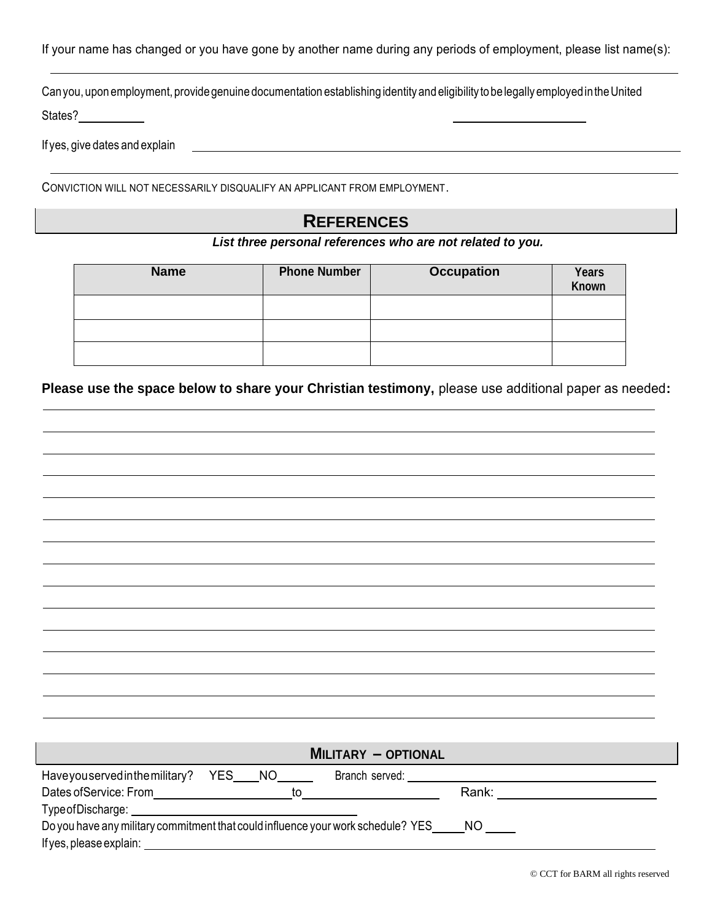If your name has changed or you have gone by another name during any periods of employment, please list name(s): \_\_\_\_\_\_\_\_\_\_\_\_\_\_\_\_\_\_\_\_

Can you, upon employment, provide genuine documentation establishing identity and eligibility to be legally employed in the United States? \_\_\_\_\_\_\_\_\_\_ \_\_\_\_\_\_\_\_\_\_\_\_\_\_\_\_\_\_\_\_

If yes, give dates and explain \_\_\_\_\_\_\_\_\_\_\_\_\_\_\_\_\_\_\_\_

\_\_\_\_\_\_\_\_\_\_\_\_\_\_\_\_\_\_\_\_

CONVICTION WILL NOT NECESSARILY DISQUALIFY AN APPLICANT FROM EMPLOYMENT.

## REFERENCES

***List three personal references who are not related to you.***

| Name | Phone Number | Occupation | Years Known |
|---|---|---|---|
| | | | |
| | | | |
| | | | |

**Please use the space below to share your Christian testimony,** please use additional paper as needed**:**

\_\_\_\_\_\_\_\_\_\_\_\_\_\_\_\_\_\_\_\_

\_\_\_\_\_\_\_\_\_\_\_\_\_\_\_\_\_\_\_\_

\_\_\_\_\_\_\_\_\_\_\_\_\_\_\_\_\_\_\_\_

\_\_\_\_\_\_\_\_\_\_\_\_\_\_\_\_\_\_\_\_

\_\_\_\_\_\_\_\_\_\_\_\_\_\_\_\_\_\_\_\_

\_\_\_\_\_\_\_\_\_\_\_\_\_\_\_\_\_\_\_\_

\_\_\_\_\_\_\_\_\_\_\_\_\_\_\_\_\_\_\_\_

\_\_\_\_\_\_\_\_\_\_\_\_\_\_\_\_\_\_\_\_

\_\_\_\_\_\_\_\_\_\_\_\_\_\_\_\_\_\_\_\_

\_\_\_\_\_\_\_\_\_\_\_\_\_\_\_\_\_\_\_\_

\_\_\_\_\_\_\_\_\_\_\_\_\_\_\_\_\_\_\_\_

\_\_\_\_\_\_\_\_\_\_\_\_\_\_\_\_\_\_\_\_

\_\_\_\_\_\_\_\_\_\_\_\_\_\_\_\_\_\_\_\_

\_\_\_\_\_\_\_\_\_\_\_\_\_\_\_\_\_\_\_\_

## MILITARY – OPTIONAL

Have you served in the military? YES\_\_\_\_NO\_\_\_\_\_ Branch served: \_\_\_\_\_\_\_\_\_\_\_\_\_\_\_\_\_\_\_\_

Dates of Service: From\_\_\_\_\_\_\_\_\_\_\_\_\_\_\_\_\_\_\_\_to\_\_\_\_\_\_\_\_\_\_\_\_\_\_\_\_\_\_\_\_ Rank: \_\_\_\_\_\_\_\_\_\_\_\_\_\_\_\_\_\_\_\_

Type of Discharge: \_\_\_\_\_\_\_\_\_\_\_\_\_\_\_\_\_\_\_\_

Do you have any military commitment that could influence your work schedule? YES\_\_\_\_\_NO \_\_\_\_\_

If yes, please explain: \_\_\_\_\_\_\_\_\_\_\_\_\_\_\_\_\_\_\_\_

© CCT for BARM all rights reserved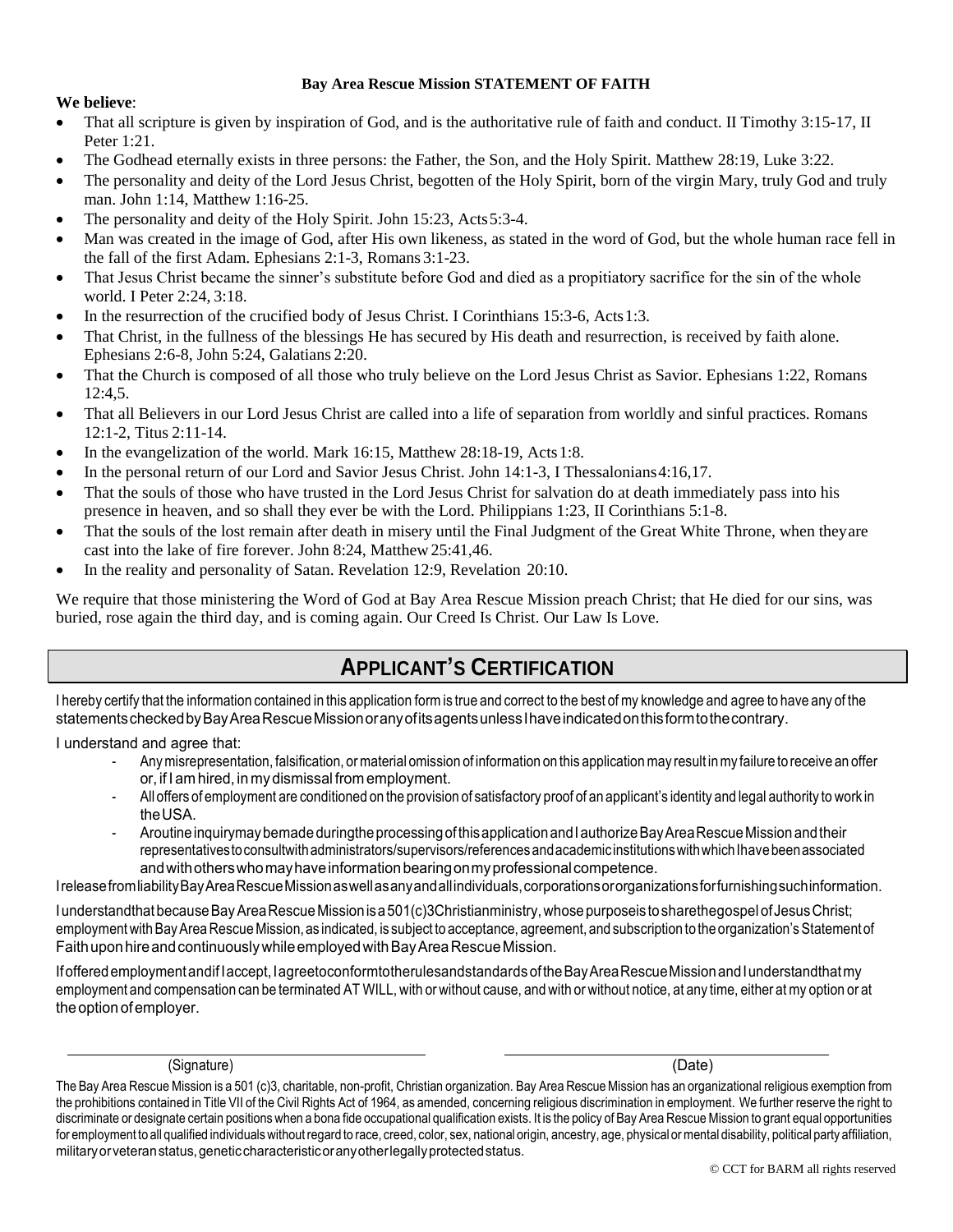**Bay Area Rescue Mission STATEMENT OF FAITH**

**We believe**:

- That all scripture is given by inspiration of God, and is the authoritative rule of faith and conduct. II Timothy 3:15-17, II Peter 1:21.
- The Godhead eternally exists in three persons: the Father, the Son, and the Holy Spirit. Matthew 28:19, Luke 3:22.
- The personality and deity of the Lord Jesus Christ, begotten of the Holy Spirit, born of the virgin Mary, truly God and truly man. John 1:14, Matthew 1:16-25.
- The personality and deity of the Holy Spirit. John 15:23, Acts 5:3-4.
- Man was created in the image of God, after His own likeness, as stated in the word of God, but the whole human race fell in the fall of the first Adam. Ephesians 2:1-3, Romans 3:1-23.
- That Jesus Christ became the sinner's substitute before God and died as a propitiatory sacrifice for the sin of the whole world. I Peter 2:24, 3:18.
- In the resurrection of the crucified body of Jesus Christ. I Corinthians 15:3-6, Acts 1:3.
- That Christ, in the fullness of the blessings He has secured by His death and resurrection, is received by faith alone. Ephesians 2:6-8, John 5:24, Galatians 2:20.
- That the Church is composed of all those who truly believe on the Lord Jesus Christ as Savior. Ephesians 1:22, Romans 12:4,5.
- That all Believers in our Lord Jesus Christ are called into a life of separation from worldly and sinful practices. Romans 12:1-2, Titus 2:11-14.
- In the evangelization of the world. Mark 16:15, Matthew 28:18-19, Acts 1:8.
- In the personal return of our Lord and Savior Jesus Christ. John 14:1-3, I Thessalonians 4:16,17.
- That the souls of those who have trusted in the Lord Jesus Christ for salvation do at death immediately pass into his presence in heaven, and so shall they ever be with the Lord. Philippians 1:23, II Corinthians 5:1-8.
- That the souls of the lost remain after death in misery until the Final Judgment of the Great White Throne, when they are cast into the lake of fire forever. John 8:24, Matthew 25:41,46.
- In the reality and personality of Satan. Revelation 12:9, Revelation 20:10.

We require that those ministering the Word of God at Bay Area Rescue Mission preach Christ; that He died for our sins, was buried, rose again the third day, and is coming again. Our Creed Is Christ. Our Law Is Love.

## APPLICANT'S CERTIFICATION

I hereby certify that the information contained in this application form is true and correct to the best of my knowledge and agree to have any of the statements checked by Bay Area Rescue Mission or any of its agents unless I have indicated on this form to the contrary.

I understand and agree that:

- Any misrepresentation, falsification, or material omission of information on this application may result in my failure to receive an offer or, if I am hired, in my dismissal from employment.
- All offers of employment are conditioned on the provision of satisfactory proof of an applicant's identity and legal authority to work in the USA.
- A routine inquiry may be made during the processing of this application and I authorize Bay Area Rescue Mission and their representatives to consult with administrators/supervisors/references and academic institutions with which I have been associated and with others who may have information bearing on my professional competence.

I release from liability Bay Area Rescue Mission as well as any and all individuals, corporations or organizations for furnishing such information.

I understand that because Bay Area Rescue Mission is a 501(c)3 Christian ministry, whose purpose is to share the gospel of Jesus Christ; employment with Bay Area Rescue Mission, as indicated, is subject to acceptance, agreement, and subscription to the organization's Statement of Faith upon hire and continuously while employed with Bay Area Rescue Mission.

If offered employment and if I accept, I agree to conform to the rules and standards of the Bay Area Rescue Mission and I understand that my employment and compensation can be terminated AT WILL, with or without cause, and with or without notice, at any time, either at my option or at the option of employer.

\_\_\_\_\_\_\_\_\_\_\_\_\_\_\_\_\_\_\_\_\_\_\_\_\_\_\_\_\_\_\_\_\_\_\_\_ (Signature) \_\_\_\_\_\_\_\_\_\_\_\_\_\_\_\_\_\_\_\_\_\_\_\_\_\_\_\_\_\_\_\_\_\_\_\_ (Date)

The Bay Area Rescue Mission is a 501 (c)3, charitable, non-profit, Christian organization. Bay Area Rescue Mission has an organizational religious exemption from the prohibitions contained in Title VII of the Civil Rights Act of 1964, as amended, concerning religious discrimination in employment. We further reserve the right to discriminate or designate certain positions when a bona fide occupational qualification exists. It is the policy of Bay Area Rescue Mission to grant equal opportunities for employment to all qualified individuals without regard to race, creed, color, sex, national origin, ancestry, age, physical or mental disability, political party affiliation, military or veteran status, genetic characteristic or any other legally protected status.

© CCT for BARM all rights reserved